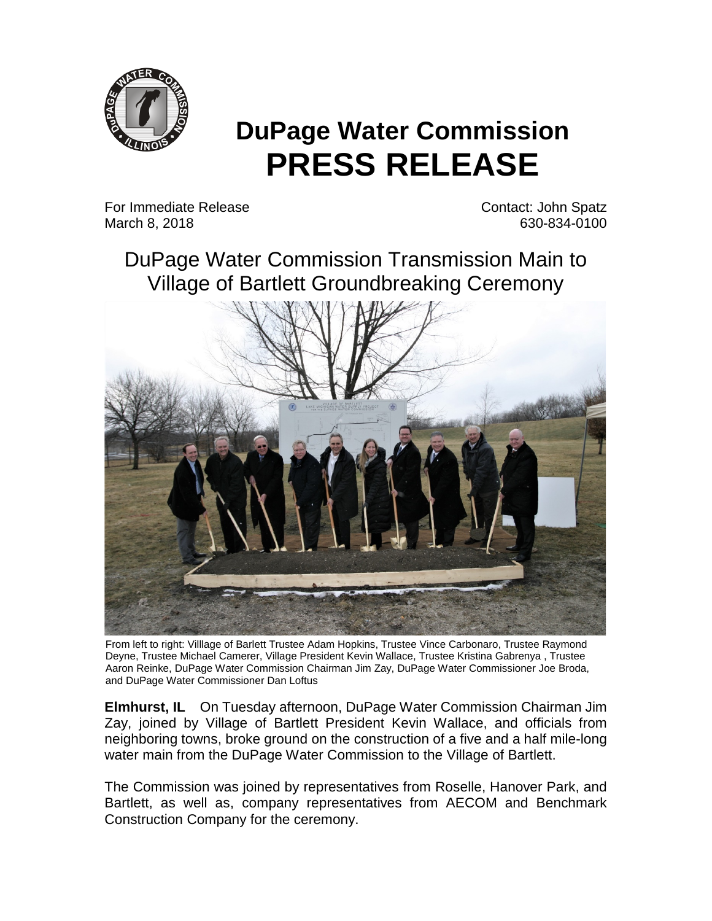# DuPage Water Commission
# PRESS RELEASE

For Immediate Release
March 8, 2018

Contact: John Spatz
630-834-0100

## DuPage Water Commission Transmission Main to Village of Bartlett Groundbreaking Ceremony

From left to right: Villlage of Barlett Trustee Adam Hopkins, Trustee Vince Carbonaro, Trustee Raymond Deyne, Trustee Michael Camerer, Village President Kevin Wallace, Trustee Kristina Gabrenya , Trustee Aaron Reinke, DuPage Water Commission Chairman Jim Zay, DuPage Water Commissioner Joe Broda, and DuPage Water Commissioner Dan Loftus

**Elmhurst, IL** On Tuesday afternoon, DuPage Water Commission Chairman Jim Zay, joined by Village of Bartlett President Kevin Wallace, and officials from neighboring towns, broke ground on the construction of a five and a half mile-long water main from the DuPage Water Commission to the Village of Bartlett.

The Commission was joined by representatives from Roselle, Hanover Park, and Bartlett, as well as, company representatives from AECOM and Benchmark Construction Company for the ceremony.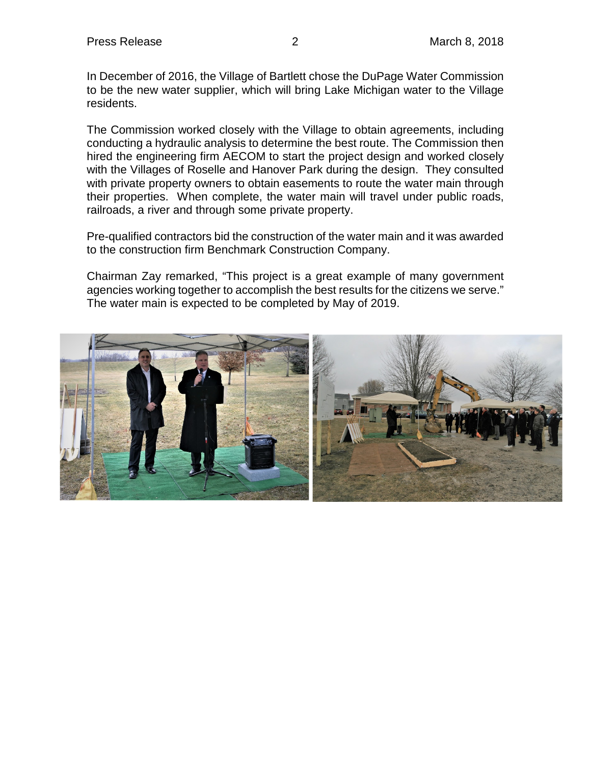In December of 2016, the Village of Bartlett chose the DuPage Water Commission to be the new water supplier, which will bring Lake Michigan water to the Village residents.

The Commission worked closely with the Village to obtain agreements, including conducting a hydraulic analysis to determine the best route. The Commission then hired the engineering firm AECOM to start the project design and worked closely with the Villages of Roselle and Hanover Park during the design. They consulted with private property owners to obtain easements to route the water main through their properties. When complete, the water main will travel under public roads, railroads, a river and through some private property.

Pre-qualified contractors bid the construction of the water main and it was awarded to the construction firm Benchmark Construction Company.

Chairman Zay remarked, “This project is a great example of many government agencies working together to accomplish the best results for the citizens we serve.” The water main is expected to be completed by May of 2019.